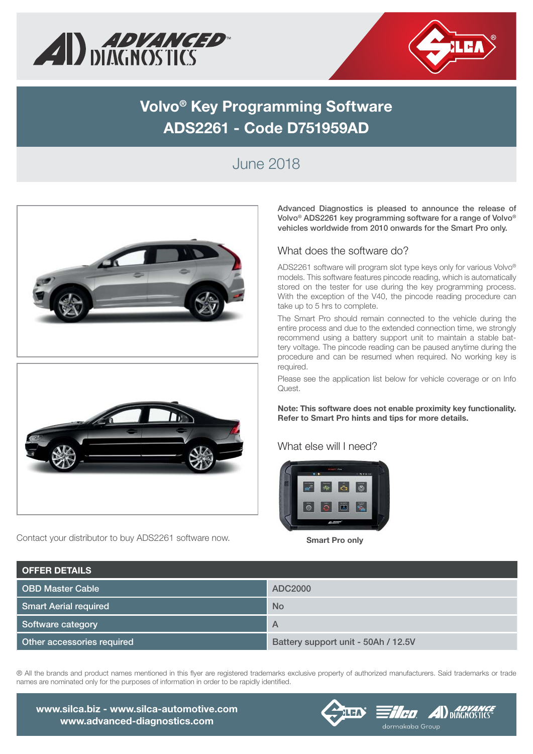# Volvo® Key Programming Software
# ADS2261 - Code D751959AD

June 2018

**Advanced Diagnostics is pleased to announce the release of Volvo® ADS2261 key programming software for a range of Volvo® vehicles worldwide from 2010 onwards for the Smart Pro only.**

## What does the software do?

ADS2261 software will program slot type keys only for various Volvo® models. This software features pincode reading, which is automatically stored on the tester for use during the key programming process. With the exception of the V40, the pincode reading procedure can take up to 5 hrs to complete.

The Smart Pro should remain connected to the vehicle during the entire process and due to the extended connection time, we strongly recommend using a battery support unit to maintain a stable battery voltage. The pincode reading can be paused anytime during the procedure and can be resumed when required. No working key is required.

Please see the application list below for vehicle coverage or on Info Quest.

**Note: This software does not enable proximity key functionality. Refer to Smart Pro hints and tips for more details.**

## What else will I need?

**Smart Pro only**

Contact your distributor to buy ADS2261 software now.

| OFFER DETAILS | |
|---|---|
| OBD Master Cable | ADC2000 |
| Smart Aerial required | No |
| Software category | A |
| Other accessories required | Battery support unit - 50Ah / 12.5V |

® All the brands and product names mentioned in this flyer are registered trademarks exclusive property of authorized manufacturers. Said trademarks or trade names are nominated only for the purposes of information in order to be rapidly identified.

**www.silca.biz - www.silca-automotive.com**
**www.advanced-diagnostics.com**

dormakaba Group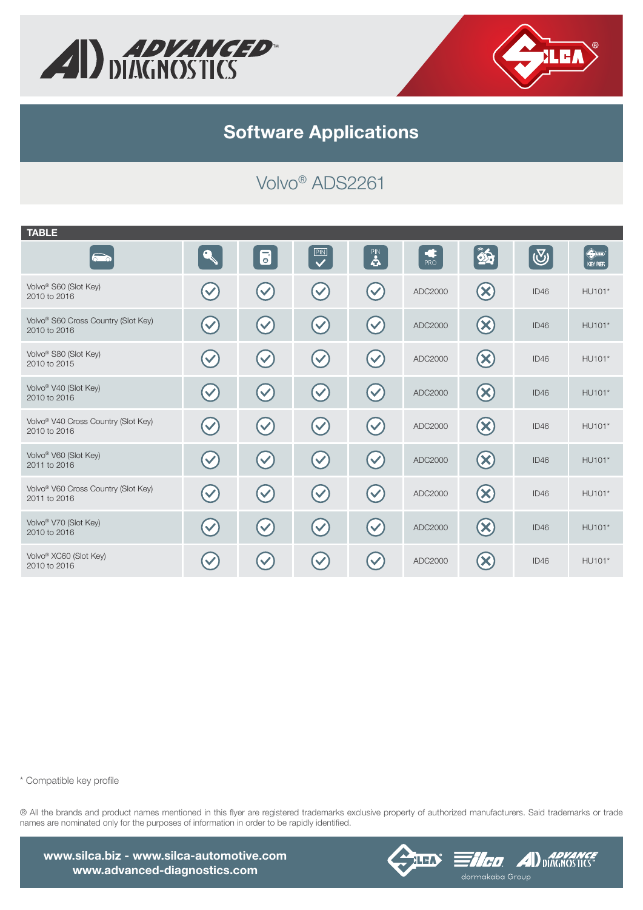## Software Applications

### Volvo® ADS2261

**TABLE**

| | | | PIN | PIN | PRO | | | KEY REF. |
|---|---|---|---|---|---|---|---|---|
| Volvo® S60 (Slot Key) 2010 to 2016 | ✓ | ✓ | ✓ | ✓ | ADC2000 | ✗ | ID46 | HU101* |
| Volvo® S60 Cross Country (Slot Key) 2010 to 2016 | ✓ | ✓ | ✓ | ✓ | ADC2000 | ✗ | ID46 | HU101* |
| Volvo® S80 (Slot Key) 2010 to 2015 | ✓ | ✓ | ✓ | ✓ | ADC2000 | ✗ | ID46 | HU101* |
| Volvo® V40 (Slot Key) 2010 to 2016 | ✓ | ✓ | ✓ | ✓ | ADC2000 | ✗ | ID46 | HU101* |
| Volvo® V40 Cross Country (Slot Key) 2010 to 2016 | ✓ | ✓ | ✓ | ✓ | ADC2000 | ✗ | ID46 | HU101* |
| Volvo® V60 (Slot Key) 2011 to 2016 | ✓ | ✓ | ✓ | ✓ | ADC2000 | ✗ | ID46 | HU101* |
| Volvo® V60 Cross Country (Slot Key) 2011 to 2016 | ✓ | ✓ | ✓ | ✓ | ADC2000 | ✗ | ID46 | HU101* |
| Volvo® V70 (Slot Key) 2010 to 2016 | ✓ | ✓ | ✓ | ✓ | ADC2000 | ✗ | ID46 | HU101* |
| Volvo® XC60 (Slot Key) 2010 to 2016 | ✓ | ✓ | ✓ | ✓ | ADC2000 | ✗ | ID46 | HU101* |

* Compatible key profile

® All the brands and product names mentioned in this flyer are registered trademarks exclusive property of authorized manufacturers. Said trademarks or trade names are nominated only for the purposes of information in order to be rapidly identified.

**www.silca.biz - www.silca-automotive.com**
**www.advanced-diagnostics.com**

dormakaba Group